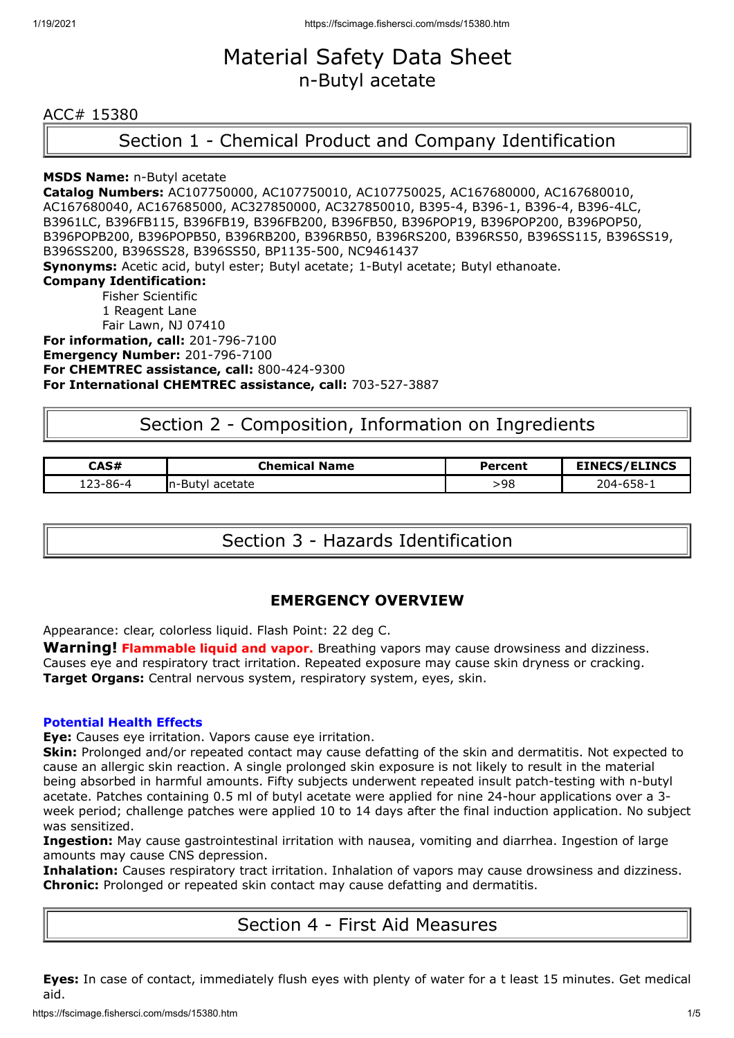# Material Safety Data Sheet
## n-Butyl acetate

ACC# 15380

## Section 1 - Chemical Product and Company Identification

**MSDS Name:** n-Butyl acetate
**Catalog Numbers:** AC107750000, AC107750010, AC107750025, AC167680000, AC167680010, AC167680040, AC167685000, AC327850000, AC327850010, B395-4, B396-1, B396-4, B396-4LC, B3961LC, B396FB115, B396FB19, B396FB200, B396FB50, B396POP19, B396POP200, B396POP50, B396POPB200, B396POPB50, B396RB200, B396RB50, B396RS200, B396RS50, B396SS115, B396SS19, B396SS200, B396SS28, B396SS50, BP1135-500, NC9461437
**Synonyms:** Acetic acid, butyl ester; Butyl acetate; 1-Butyl acetate; Butyl ethanoate.
**Company Identification:**

Fisher Scientific
1 Reagent Lane
Fair Lawn, NJ 07410

**For information, call:** 201-796-7100
**Emergency Number:** 201-796-7100
**For CHEMTREC assistance, call:** 800-424-9300
**For International CHEMTREC assistance, call:** 703-527-3887

## Section 2 - Composition, Information on Ingredients

| CAS# | Chemical Name | Percent | EINECS/ELINCS |
|---|---|---|---|
| 123-86-4 | n-Butyl acetate | >98 | 204-658-1 |

## Section 3 - Hazards Identification

### EMERGENCY OVERVIEW

Appearance: clear, colorless liquid. Flash Point: 22 deg C.
**Warning!** **Flammable liquid and vapor.** Breathing vapors may cause drowsiness and dizziness. Causes eye and respiratory tract irritation. Repeated exposure may cause skin dryness or cracking.
**Target Organs:** Central nervous system, respiratory system, eyes, skin.

**Potential Health Effects**
**Eye:** Causes eye irritation. Vapors cause eye irritation.
**Skin:** Prolonged and/or repeated contact may cause defatting of the skin and dermatitis. Not expected to cause an allergic skin reaction. A single prolonged skin exposure is not likely to result in the material being absorbed in harmful amounts. Fifty subjects underwent repeated insult patch-testing with n-butyl acetate. Patches containing 0.5 ml of butyl acetate were applied for nine 24-hour applications over a 3-week period; challenge patches were applied 10 to 14 days after the final induction application. No subject was sensitized.
**Ingestion:** May cause gastrointestinal irritation with nausea, vomiting and diarrhea. Ingestion of large amounts may cause CNS depression.
**Inhalation:** Causes respiratory tract irritation. Inhalation of vapors may cause drowsiness and dizziness.
**Chronic:** Prolonged or repeated skin contact may cause defatting and dermatitis.

## Section 4 - First Aid Measures

**Eyes:** In case of contact, immediately flush eyes with plenty of water for a t least 15 minutes. Get medical aid.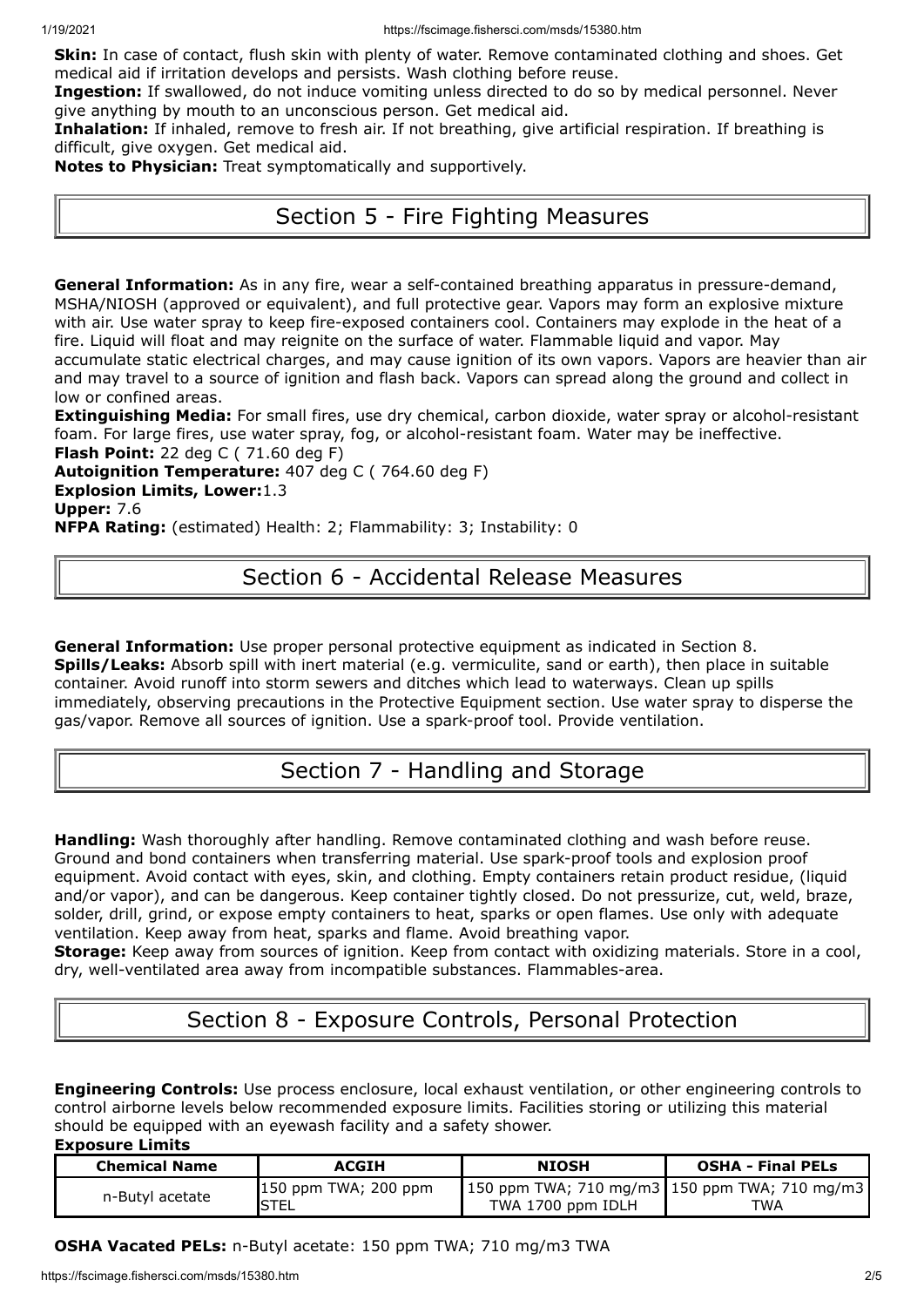**Skin:** In case of contact, flush skin with plenty of water. Remove contaminated clothing and shoes. Get medical aid if irritation develops and persists. Wash clothing before reuse.
**Ingestion:** If swallowed, do not induce vomiting unless directed to do so by medical personnel. Never give anything by mouth to an unconscious person. Get medical aid.
**Inhalation:** If inhaled, remove to fresh air. If not breathing, give artificial respiration. If breathing is difficult, give oxygen. Get medical aid.
**Notes to Physician:** Treat symptomatically and supportively.

## Section 5 - Fire Fighting Measures

**General Information:** As in any fire, wear a self-contained breathing apparatus in pressure-demand, MSHA/NIOSH (approved or equivalent), and full protective gear. Vapors may form an explosive mixture with air. Use water spray to keep fire-exposed containers cool. Containers may explode in the heat of a fire. Liquid will float and may reignite on the surface of water. Flammable liquid and vapor. May accumulate static electrical charges, and may cause ignition of its own vapors. Vapors are heavier than air and may travel to a source of ignition and flash back. Vapors can spread along the ground and collect in low or confined areas.
**Extinguishing Media:** For small fires, use dry chemical, carbon dioxide, water spray or alcohol-resistant foam. For large fires, use water spray, fog, or alcohol-resistant foam. Water may be ineffective.
**Flash Point:** 22 deg C ( 71.60 deg F)
**Autoignition Temperature:** 407 deg C ( 764.60 deg F)
**Explosion Limits, Lower:**1.3
**Upper:** 7.6
**NFPA Rating:** (estimated) Health: 2; Flammability: 3; Instability: 0

## Section 6 - Accidental Release Measures

**General Information:** Use proper personal protective equipment as indicated in Section 8.
**Spills/Leaks:** Absorb spill with inert material (e.g. vermiculite, sand or earth), then place in suitable container. Avoid runoff into storm sewers and ditches which lead to waterways. Clean up spills immediately, observing precautions in the Protective Equipment section. Use water spray to disperse the gas/vapor. Remove all sources of ignition. Use a spark-proof tool. Provide ventilation.

## Section 7 - Handling and Storage

**Handling:** Wash thoroughly after handling. Remove contaminated clothing and wash before reuse. Ground and bond containers when transferring material. Use spark-proof tools and explosion proof equipment. Avoid contact with eyes, skin, and clothing. Empty containers retain product residue, (liquid and/or vapor), and can be dangerous. Keep container tightly closed. Do not pressurize, cut, weld, braze, solder, drill, grind, or expose empty containers to heat, sparks or open flames. Use only with adequate ventilation. Keep away from heat, sparks and flame. Avoid breathing vapor.
**Storage:** Keep away from sources of ignition. Keep from contact with oxidizing materials. Store in a cool, dry, well-ventilated area away from incompatible substances. Flammables-area.

## Section 8 - Exposure Controls, Personal Protection

**Engineering Controls:** Use process enclosure, local exhaust ventilation, or other engineering controls to control airborne levels below recommended exposure limits. Facilities storing or utilizing this material should be equipped with an eyewash facility and a safety shower.

**Exposure Limits**

| Chemical Name | ACGIH | NIOSH | OSHA - Final PELs |
|---|---|---|---|
| n-Butyl acetate | 150 ppm TWA; 200 ppm STEL | 150 ppm TWA; 710 mg/m3 TWA 1700 ppm IDLH | 150 ppm TWA; 710 mg/m3 TWA |

**OSHA Vacated PELs:** n-Butyl acetate: 150 ppm TWA; 710 mg/m3 TWA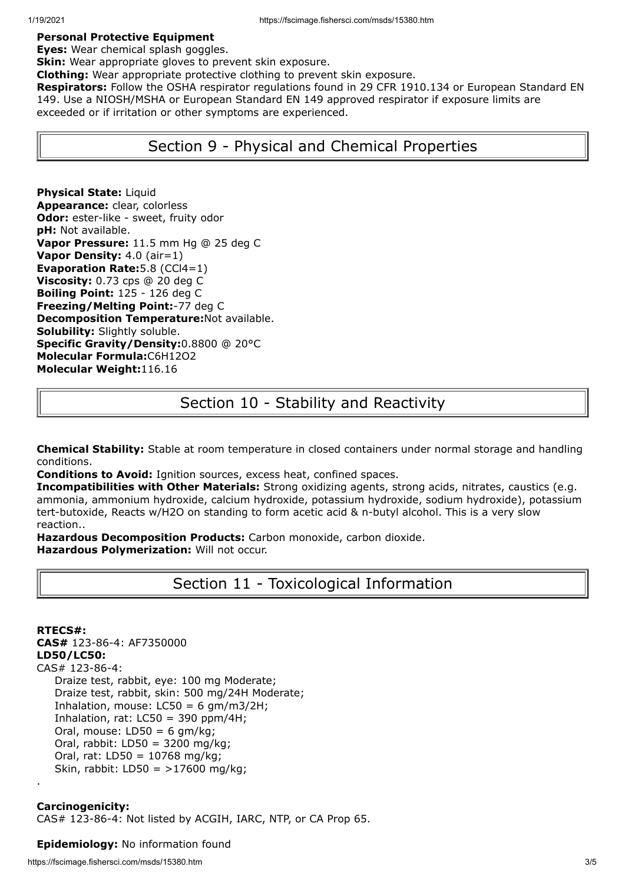**Personal Protective Equipment**

**Eyes:** Wear chemical splash goggles.

**Skin:** Wear appropriate gloves to prevent skin exposure.

**Clothing:** Wear appropriate protective clothing to prevent skin exposure.

**Respirators:** Follow the OSHA respirator regulations found in 29 CFR 1910.134 or European Standard EN 149. Use a NIOSH/MSHA or European Standard EN 149 approved respirator if exposure limits are exceeded or if irritation or other symptoms are experienced.

## Section 9 - Physical and Chemical Properties

**Physical State:** Liquid
**Appearance:** clear, colorless
**Odor:** ester-like - sweet, fruity odor
**pH:** Not available.
**Vapor Pressure:** 11.5 mm Hg @ 25 deg C
**Vapor Density:** 4.0 (air=1)
**Evaporation Rate:**5.8 ($CCl_4$=1)
**Viscosity:** 0.73 cps @ 20 deg C
**Boiling Point:** 125 - 126 deg C
**Freezing/Melting Point:**-77 deg C
**Decomposition Temperature:**Not available.
**Solubility:** Slightly soluble.
**Specific Gravity/Density:**0.8800 @ 20°C
**Molecular Formula:**$C_6H_{12}O_2$
**Molecular Weight:**116.16

## Section 10 - Stability and Reactivity

**Chemical Stability:** Stable at room temperature in closed containers under normal storage and handling conditions.

**Conditions to Avoid:** Ignition sources, excess heat, confined spaces.

**Incompatibilities with Other Materials:** Strong oxidizing agents, strong acids, nitrates, caustics (e.g. ammonia, ammonium hydroxide, calcium hydroxide, potassium hydroxide, sodium hydroxide), potassium tert-butoxide, Reacts w/H2O on standing to form acetic acid & n-butyl alcohol. This is a very slow reaction..

**Hazardous Decomposition Products:** Carbon monoxide, carbon dioxide.

**Hazardous Polymerization:** Will not occur.

## Section 11 - Toxicological Information

**RTECS#:**
**CAS#** 123-86-4: AF7350000
**LD50/LC50:**
CAS# 123-86-4:
Draize test, rabbit, eye: 100 mg Moderate;
Draize test, rabbit, skin: 500 mg/24H Moderate;
Inhalation, mouse: LC50 = 6 gm/m3/2H;
Inhalation, rat: LC50 = 390 ppm/4H;
Oral, mouse: LD50 = 6 gm/kg;
Oral, rabbit: LD50 = 3200 mg/kg;
Oral, rat: LD50 = 10768 mg/kg;
Skin, rabbit: LD50 = >17600 mg/kg;

.

**Carcinogenicity:**
CAS# 123-86-4: Not listed by ACGIH, IARC, NTP, or CA Prop 65.

**Epidemiology:** No information found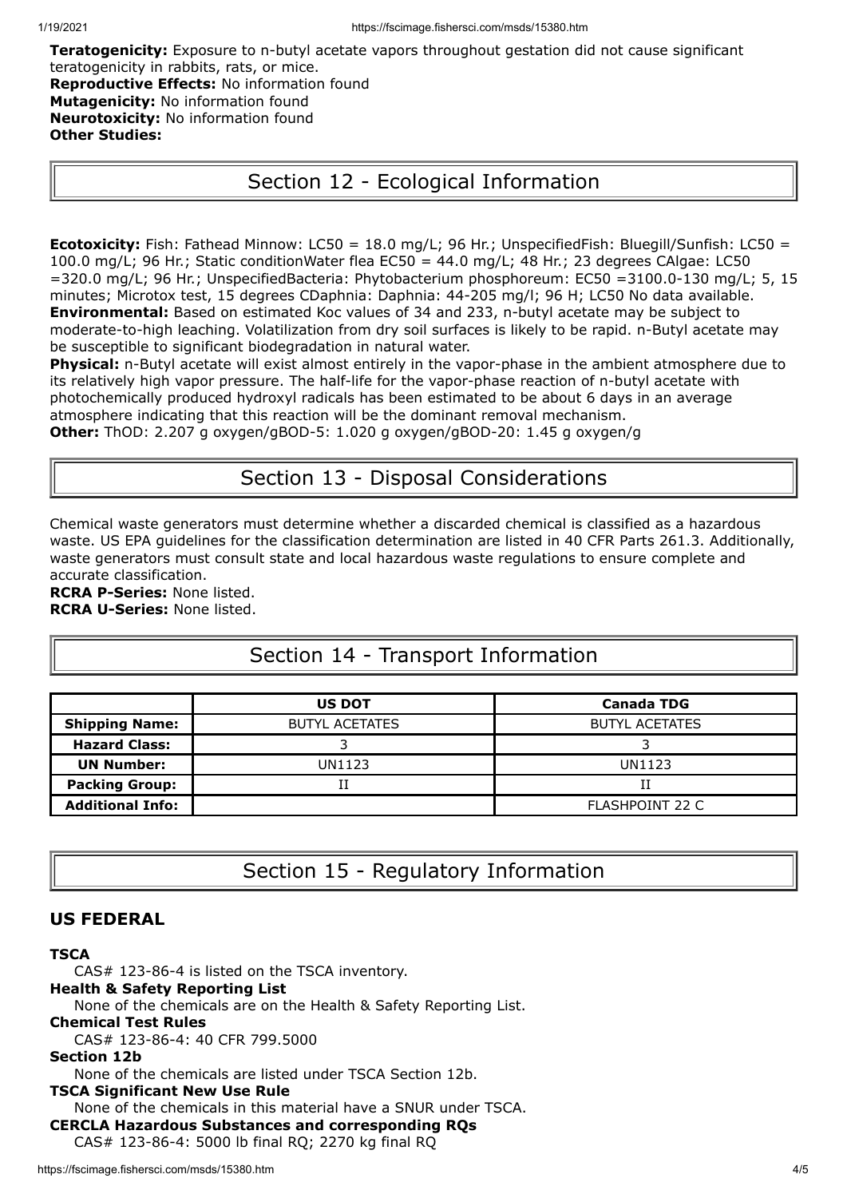**Teratogenicity:** Exposure to n-butyl acetate vapors throughout gestation did not cause significant teratogenicity in rabbits, rats, or mice.
**Reproductive Effects:** No information found
**Mutagenicity:** No information found
**Neurotoxicity:** No information found
**Other Studies:**

## Section 12 - Ecological Information

**Ecotoxicity:** Fish: Fathead Minnow: LC50 = 18.0 mg/L; 96 Hr.; UnspecifiedFish: Bluegill/Sunfish: LC50 = 100.0 mg/L; 96 Hr.; Static conditionWater flea EC50 = 44.0 mg/L; 48 Hr.; 23 degrees CAlgae: LC50 =320.0 mg/L; 96 Hr.; UnspecifiedBacteria: Phytobacterium phosphoreum: EC50 =3100.0-130 mg/L; 5, 15 minutes; Microtox test, 15 degrees CDaphnia: Daphnia: 44-205 mg/l; 96 H; LC50 No data available.
**Environmental:** Based on estimated Koc values of 34 and 233, n-butyl acetate may be subject to moderate-to-high leaching. Volatilization from dry soil surfaces is likely to be rapid. n-Butyl acetate may be susceptible to significant biodegradation in natural water.
**Physical:** n-Butyl acetate will exist almost entirely in the vapor-phase in the ambient atmosphere due to its relatively high vapor pressure. The half-life for the vapor-phase reaction of n-butyl acetate with photochemically produced hydroxyl radicals has been estimated to be about 6 days in an average atmosphere indicating that this reaction will be the dominant removal mechanism.
**Other:** ThOD: 2.207 g oxygen/gBOD-5: 1.020 g oxygen/gBOD-20: 1.45 g oxygen/g

## Section 13 - Disposal Considerations

Chemical waste generators must determine whether a discarded chemical is classified as a hazardous waste. US EPA guidelines for the classification determination are listed in 40 CFR Parts 261.3. Additionally, waste generators must consult state and local hazardous waste regulations to ensure complete and accurate classification.
**RCRA P-Series:** None listed.
**RCRA U-Series:** None listed.

## Section 14 - Transport Information

| | US DOT | Canada TDG |
|---|---|---|
| **Shipping Name:** | BUTYL ACETATES | BUTYL ACETATES |
| **Hazard Class:** | 3 | 3 |
| **UN Number:** | UN1123 | UN1123 |
| **Packing Group:** | II | II |
| **Additional Info:** | | FLASHPOINT 22 C |

## Section 15 - Regulatory Information

### US FEDERAL

**TSCA**
CAS# 123-86-4 is listed on the TSCA inventory.
**Health & Safety Reporting List**
None of the chemicals are on the Health & Safety Reporting List.
**Chemical Test Rules**
CAS# 123-86-4: 40 CFR 799.5000
**Section 12b**
None of the chemicals are listed under TSCA Section 12b.
**TSCA Significant New Use Rule**
None of the chemicals in this material have a SNUR under TSCA.
**CERCLA Hazardous Substances and corresponding RQs**
CAS# 123-86-4: 5000 lb final RQ; 2270 kg final RQ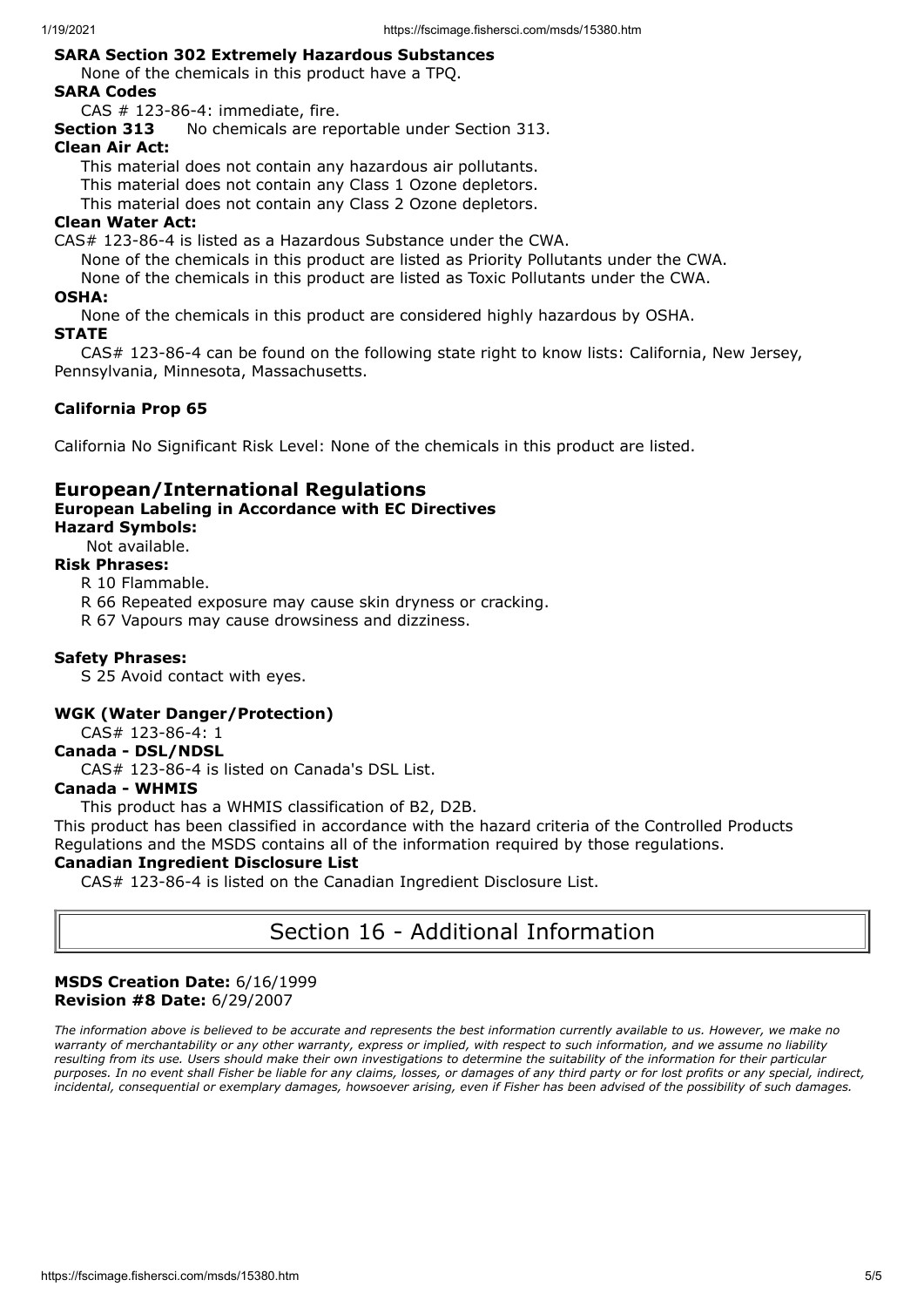**SARA Section 302 Extremely Hazardous Substances**

None of the chemicals in this product have a TPQ.

**SARA Codes**

CAS # 123-86-4: immediate, fire.

**Section 313** No chemicals are reportable under Section 313.

**Clean Air Act:**

This material does not contain any hazardous air pollutants.
This material does not contain any Class 1 Ozone depletors.
This material does not contain any Class 2 Ozone depletors.

**Clean Water Act:**

CAS# 123-86-4 is listed as a Hazardous Substance under the CWA.
None of the chemicals in this product are listed as Priority Pollutants under the CWA.
None of the chemicals in this product are listed as Toxic Pollutants under the CWA.

**OSHA:**

None of the chemicals in this product are considered highly hazardous by OSHA.

**STATE**

CAS# 123-86-4 can be found on the following state right to know lists: California, New Jersey, Pennsylvania, Minnesota, Massachusetts.

**California Prop 65**

California No Significant Risk Level: None of the chemicals in this product are listed.

## European/International Regulations

**European Labeling in Accordance with EC Directives**

**Hazard Symbols:**

Not available.

**Risk Phrases:**

R 10 Flammable.
R 66 Repeated exposure may cause skin dryness or cracking.
R 67 Vapours may cause drowsiness and dizziness.

**Safety Phrases:**

S 25 Avoid contact with eyes.

**WGK (Water Danger/Protection)**

CAS# 123-86-4: 1

**Canada - DSL/NDSL**

CAS# 123-86-4 is listed on Canada's DSL List.

**Canada - WHMIS**

This product has a WHMIS classification of B2, D2B.
This product has been classified in accordance with the hazard criteria of the Controlled Products Regulations and the MSDS contains all of the information required by those regulations.

**Canadian Ingredient Disclosure List**

CAS# 123-86-4 is listed on the Canadian Ingredient Disclosure List.

## Section 16 - Additional Information

**MSDS Creation Date:** 6/16/1999
**Revision #8 Date:** 6/29/2007

*The information above is believed to be accurate and represents the best information currently available to us. However, we make no warranty of merchantability or any other warranty, express or implied, with respect to such information, and we assume no liability resulting from its use. Users should make their own investigations to determine the suitability of the information for their particular purposes. In no event shall Fisher be liable for any claims, losses, or damages of any third party or for lost profits or any special, indirect, incidental, consequential or exemplary damages, howsoever arising, even if Fisher has been advised of the possibility of such damages.*